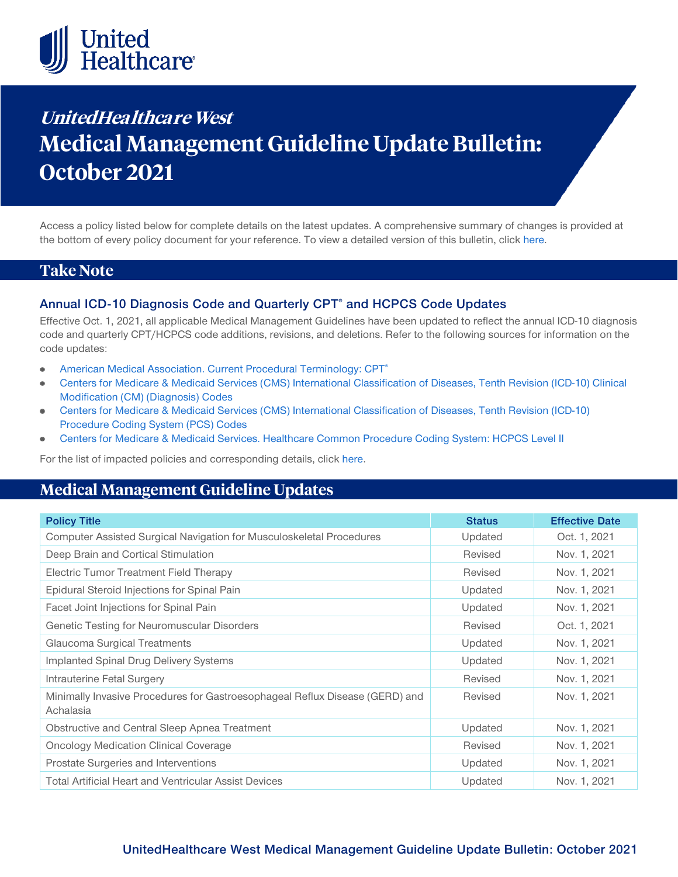# *UnitedHealthcare West*

# Medical Management Guideline Update Bulletin: October 2021

Access a policy listed below for complete details on the latest updates. A comprehensive summary of changes is provided at the bottom of every policy document for your reference. To view a detailed version of this bulletin, click here.

## Take Note

### Annual ICD-10 Diagnosis Code and Quarterly CPT® and HCPCS Code Updates

Effective Oct. 1, 2021, all applicable Medical Management Guidelines have been updated to reflect the annual ICD-10 diagnosis code and quarterly CPT/HCPCS code additions, revisions, and deletions. Refer to the following sources for information on the code updates:

- American Medical Association. Current Procedural Terminology: CPT®
- Centers for Medicare & Medicaid Services (CMS) International Classification of Diseases, Tenth Revision (ICD-10) Clinical Modification (CM) (Diagnosis) Codes
- Centers for Medicare & Medicaid Services (CMS) International Classification of Diseases, Tenth Revision (ICD-10) Procedure Coding System (PCS) Codes
- Centers for Medicare & Medicaid Services. Healthcare Common Procedure Coding System: HCPCS Level II

For the list of impacted policies and corresponding details, click here.

## Medical Management Guideline Updates

| Policy Title | Status | Effective Date |
|---|---|---|
| Computer Assisted Surgical Navigation for Musculoskeletal Procedures | Updated | Oct. 1, 2021 |
| Deep Brain and Cortical Stimulation | Revised | Nov. 1, 2021 |
| Electric Tumor Treatment Field Therapy | Revised | Nov. 1, 2021 |
| Epidural Steroid Injections for Spinal Pain | Updated | Nov. 1, 2021 |
| Facet Joint Injections for Spinal Pain | Updated | Nov. 1, 2021 |
| Genetic Testing for Neuromuscular Disorders | Revised | Oct. 1, 2021 |
| Glaucoma Surgical Treatments | Updated | Nov. 1, 2021 |
| Implanted Spinal Drug Delivery Systems | Updated | Nov. 1, 2021 |
| Intrauterine Fetal Surgery | Revised | Nov. 1, 2021 |
| Minimally Invasive Procedures for Gastroesophageal Reflux Disease (GERD) and Achalasia | Revised | Nov. 1, 2021 |
| Obstructive and Central Sleep Apnea Treatment | Updated | Nov. 1, 2021 |
| Oncology Medication Clinical Coverage | Revised | Nov. 1, 2021 |
| Prostate Surgeries and Interventions | Updated | Nov. 1, 2021 |
| Total Artificial Heart and Ventricular Assist Devices | Updated | Nov. 1, 2021 |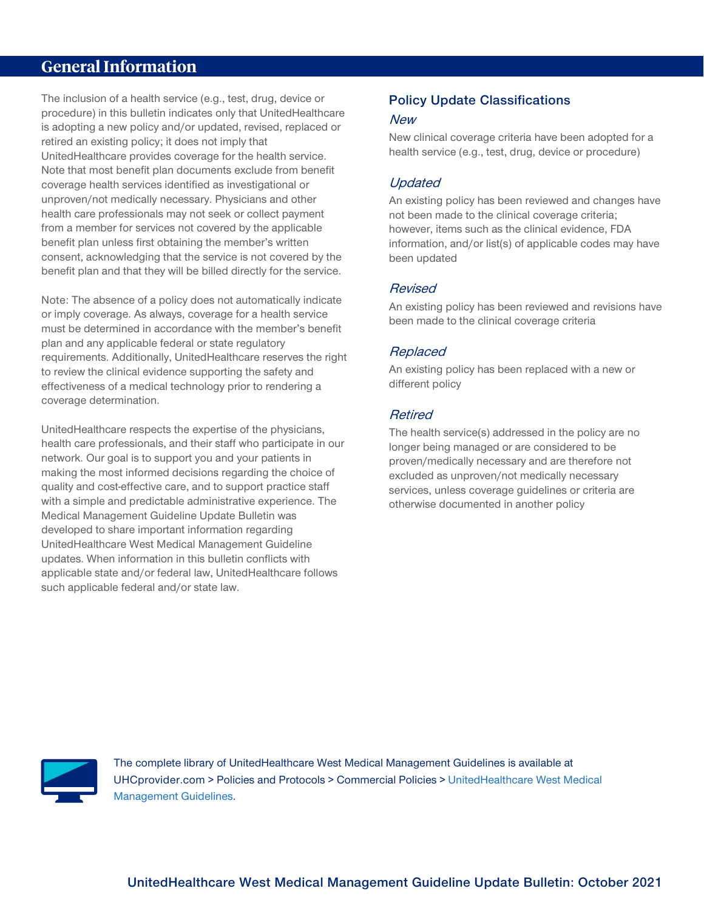## General Information

The inclusion of a health service (e.g., test, drug, device or procedure) in this bulletin indicates only that UnitedHealthcare is adopting a new policy and/or updated, revised, replaced or retired an existing policy; it does not imply that UnitedHealthcare provides coverage for the health service. Note that most benefit plan documents exclude from benefit coverage health services identified as investigational or unproven/not medically necessary. Physicians and other health care professionals may not seek or collect payment from a member for services not covered by the applicable benefit plan unless first obtaining the member's written consent, acknowledging that the service is not covered by the benefit plan and that they will be billed directly for the service.

Note: The absence of a policy does not automatically indicate or imply coverage. As always, coverage for a health service must be determined in accordance with the member's benefit plan and any applicable federal or state regulatory requirements. Additionally, UnitedHealthcare reserves the right to review the clinical evidence supporting the safety and effectiveness of a medical technology prior to rendering a coverage determination.

UnitedHealthcare respects the expertise of the physicians, health care professionals, and their staff who participate in our network. Our goal is to support you and your patients in making the most informed decisions regarding the choice of quality and cost-effective care, and to support practice staff with a simple and predictable administrative experience. The Medical Management Guideline Update Bulletin was developed to share important information regarding UnitedHealthcare West Medical Management Guideline updates. When information in this bulletin conflicts with applicable state and/or federal law, UnitedHealthcare follows such applicable federal and/or state law.

### Policy Update Classifications

*New*

New clinical coverage criteria have been adopted for a health service (e.g., test, drug, device or procedure)

*Updated*

An existing policy has been reviewed and changes have not been made to the clinical coverage criteria; however, items such as the clinical evidence, FDA information, and/or list(s) of applicable codes may have been updated

*Revised*

An existing policy has been reviewed and revisions have been made to the clinical coverage criteria

*Replaced*

An existing policy has been replaced with a new or different policy

*Retired*

The health service(s) addressed in the policy are no longer being managed or are considered to be proven/medically necessary and are therefore not excluded as unproven/not medically necessary services, unless coverage guidelines or criteria are otherwise documented in another policy

The complete library of UnitedHealthcare West Medical Management Guidelines is available at UHCprovider.com > Policies and Protocols > Commercial Policies > UnitedHealthcare West Medical Management Guidelines.